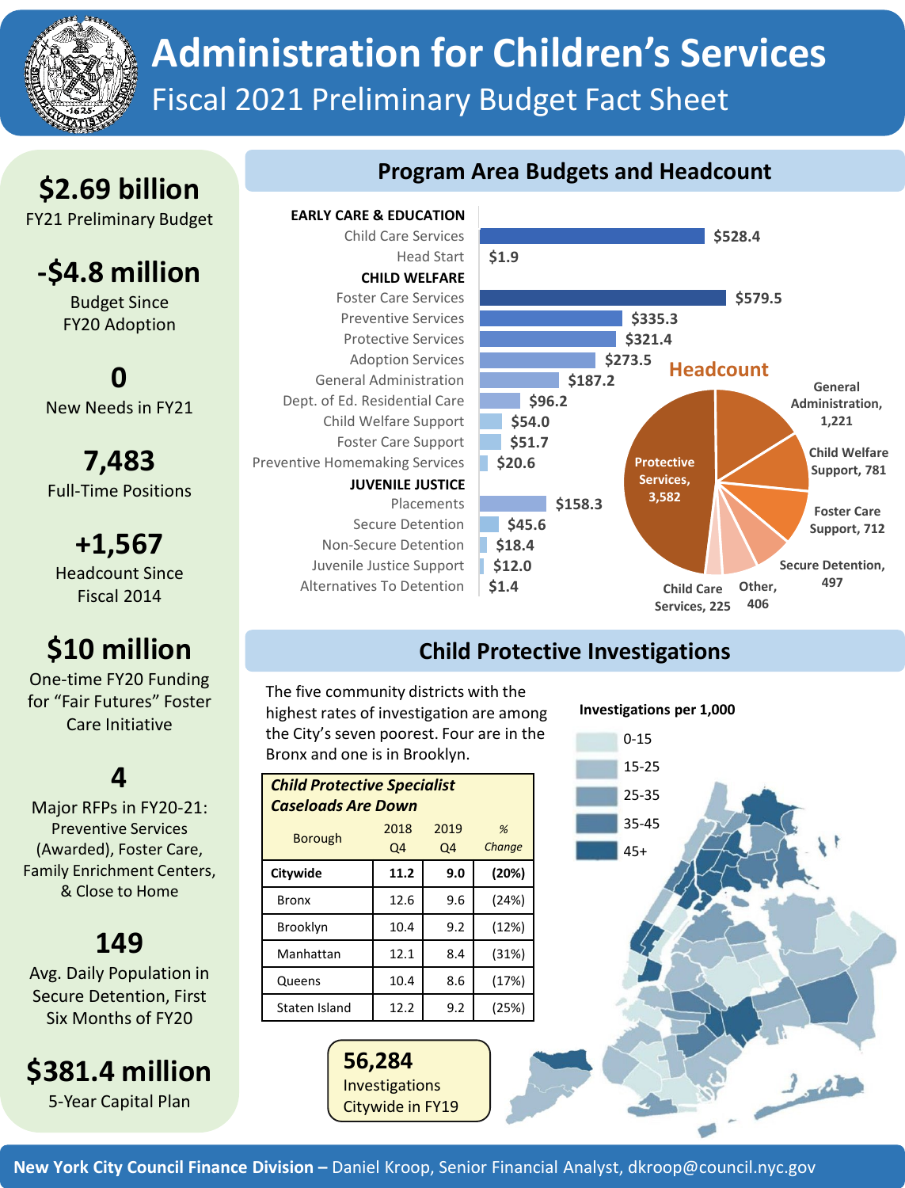# Administration for Children's Services

## Fiscal 2021 Preliminary Budget Fact Sheet

**$2.69 billion**
FY21 Preliminary Budget

**-$4.8 million**
Budget Since FY20 Adoption

**0**
New Needs in FY21

**7,483**
Full-Time Positions

**+1,567**
Headcount Since Fiscal 2014

**$10 million**
One-time FY20 Funding for "Fair Futures" Foster Care Initiative

**4**
Major RFPs in FY20-21: Preventive Services (Awarded), Foster Care, Family Enrichment Centers, & Close to Home

**149**
Avg. Daily Population in Secure Detention, First Six Months of FY20

**$381.4 million**
5-Year Capital Plan

## Program Area Budgets and Headcount

| Program Area | Budget |
|---|---|
| **EARLY CARE & EDUCATION** | |
| Child Care Services | $528.4 |
| Head Start | $1.9 |
| **CHILD WELFARE** | |
| Foster Care Services | $579.5 |
| Preventive Services | $335.3 |
| Protective Services | $321.4 |
| Adoption Services | $273.5 |
| General Administration | $187.2 |
| Dept. of Ed. Residential Care | $96.2 |
| Child Welfare Support | $54.0 |
| Foster Care Support | $51.7 |
| Preventive Homemaking Services | $20.6 |
| **JUVENILE JUSTICE** | |
| Placements | $158.3 |
| Secure Detention | $45.6 |
| Non-Secure Detention | $18.4 |
| Juvenile Justice Support | $12.0 |
| Alternatives To Detention | $1.4 |

**Headcount**

| Area | Headcount |
|---|---|
| Protective Services | 3,582 |
| General Administration | 1,221 |
| Child Welfare Support | 781 |
| Foster Care Support | 712 |
| Secure Detention | 497 |
| Other | 406 |
| Child Care Services | 225 |

## Child Protective Investigations

The five community districts with the highest rates of investigation are among the City's seven poorest. Four are in the Bronx and one is in Brooklyn.

| ***Child Protective Specialist Caseloads Are Down*** | | | |
|---|---|---|---|
| Borough | 2018 Q4 | 2019 Q4 | *% Change* |
| **Citywide** | **11.2** | **9.0** | **(20%)** |
| Bronx | 12.6 | 9.6 | (24%) |
| Brooklyn | 10.4 | 9.2 | (12%) |
| Manhattan | 12.1 | 8.4 | (31%) |
| Queens | 10.4 | 8.6 | (17%) |
| Staten Island | 12.2 | 9.2 | (25%) |

**56,284**
Investigations Citywide in FY19

**Investigations per 1,000**

- 0-15
- 15-25
- 25-35
- 35-45
- 45+

**New York City Council Finance Division –** Daniel Kroop, Senior Financial Analyst, dkroop@council.nyc.gov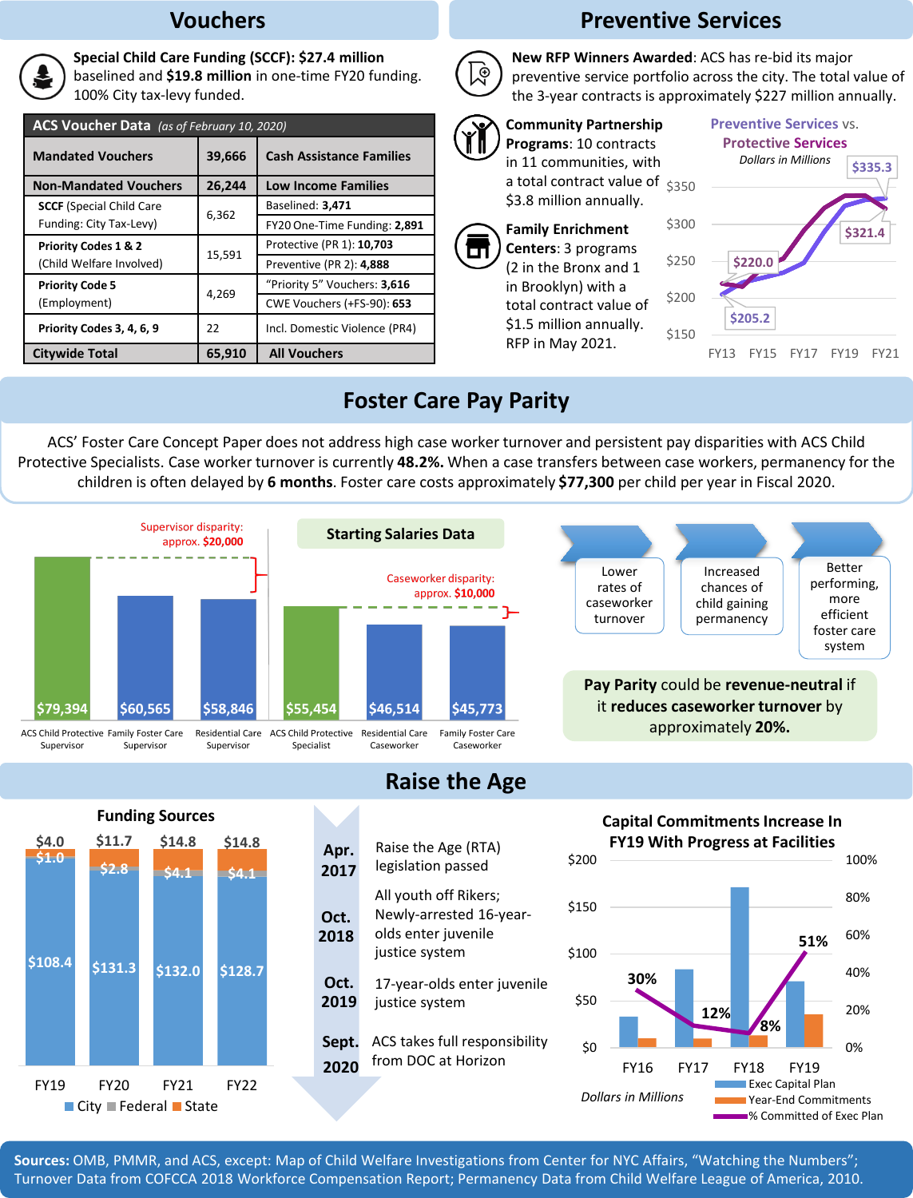## Vouchers

**Special Child Care Funding (SCCF): $27.4 million** baselined and **$19.8 million** in one-time FY20 funding. 100% City tax-levy funded.

| ACS Voucher Data *(as of February 10, 2020)* | | |
|---|---|---|
| **Mandated Vouchers** | **39,666** | **Cash Assistance Families** |
| **Non-Mandated Vouchers** | **26,244** | **Low Income Families** |
| **SCCF** (Special Child Care Funding: City Tax-Levy) | 6,362 | Baselined: **3,471** |
| | | FY20 One-Time Funding: **2,891** |
| **Priority Codes 1 & 2** (Child Welfare Involved) | 15,591 | Protective (PR 1): **10,703** |
| | | Preventive (PR 2): **4,888** |
| **Priority Code 5** (Employment) | 4,269 | "Priority 5" Vouchers: **3,616** |
| | | CWE Vouchers (+FS-90): **653** |
| **Priority Codes 3, 4, 6, 9** | 22 | Incl. Domestic Violence (PR4) |
| **Citywide Total** | **65,910** | **All Vouchers** |

## Preventive Services

**New RFP Winners Awarded**: ACS has re-bid its major preventive service portfolio across the city. The total value of the 3-year contracts is approximately $227 million annually.

**Community Partnership Programs**: 10 contracts in 11 communities, with a total contract value of $3.8 million annually.

**Family Enrichment Centers**: 3 programs (2 in the Bronx and 1 in Brooklyn) with a total contract value of $1.5 million annually. RFP in May 2021.

Preventive Services vs. Protective Services
*Dollars in Millions*

$350, $300, $250, $200, $150
FY13, FY15, FY17, FY19, FY21
$335.3
$321.4
$220.0
$205.2

## Foster Care Pay Parity

ACS' Foster Care Concept Paper does not address high case worker turnover and persistent pay disparities with ACS Child Protective Specialists. Case worker turnover is currently **48.2%.** When a case transfers between case workers, permanency for the children is often delayed by **6 months**. Foster care costs approximately **$77,300** per child per year in Fiscal 2020.

**Starting Salaries Data**

Supervisor disparity: approx. **$20,000**
Caseworker disparity: approx. **$10,000**

$79,394 — ACS Child Protective Supervisor
$60,565 — Family Foster Care Supervisor
$58,846 — Residential Care Supervisor
$55,454 — ACS Child Protective Specialist
$46,514 — Residential Care Caseworker
$45,773 — Family Foster Care Caseworker

Lower rates of caseworker turnover → Increased chances of child gaining permanency → Better performing, more efficient foster care system

**Pay Parity** could be **revenue-neutral** if it **reduces caseworker turnover** by approximately **20%.**

## Raise the Age

**Funding Sources**

FY19: $4.0, $1.0, $108.4
FY20: $11.7, $2.8, $131.3
FY21: $14.8, $4.1, $132.0
FY22: $14.8, $4.1, $128.7

City, Federal, State

**Apr. 2017** — Raise the Age (RTA) legislation passed

**Oct. 2018** — All youth off Rikers; Newly-arrested 16-year-olds enter juvenile justice system

**Oct. 2019** — 17-year-olds enter juvenile justice system

**Sept. 2020** — ACS takes full responsibility from DOC at Horizon

**Capital Commitments Increase In FY19 With Progress at Facilities**

$200, $150, $100, $50, $0
100%, 80%, 60%, 40%, 20%, 0%
FY16, FY17, FY18, FY19
30%, 12%, 8%, 51%
*Dollars in Millions*
Exec Capital Plan
Year-End Commitments
% Committed of Exec Plan

**Sources:** OMB, PMMR, and ACS, except: Map of Child Welfare Investigations from Center for NYC Affairs, "Watching the Numbers"; Turnover Data from COFCCA 2018 Workforce Compensation Report; Permanency Data from Child Welfare League of America, 2010.